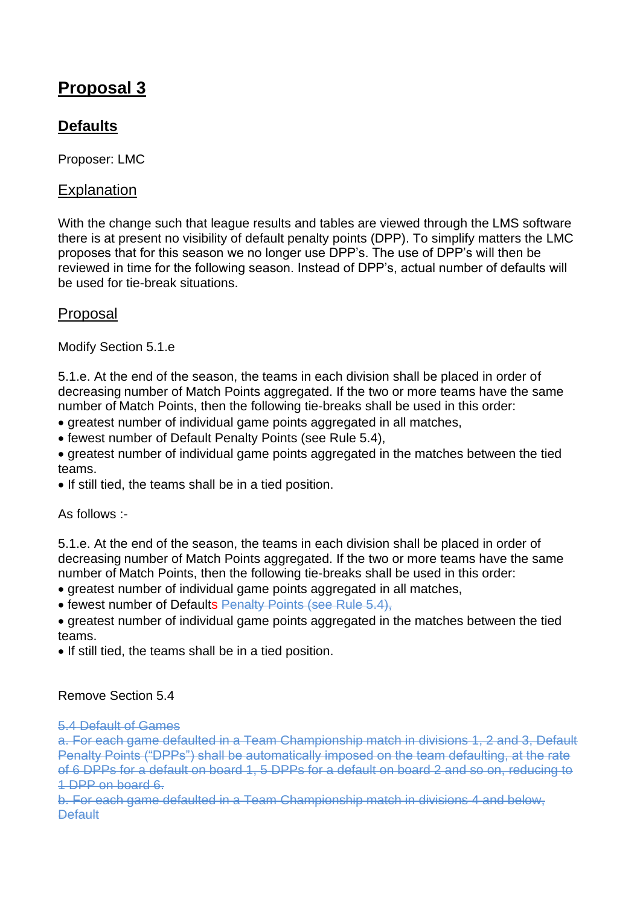# Proposal 3

## Defaults

Proposer: LMC

### Explanation

With the change such that league results and tables are viewed through the LMS software there is at present no visibility of default penalty points (DPP). To simplify matters the LMC proposes that for this season we no longer use DPP's. The use of DPP's will then be reviewed in time for the following season. Instead of DPP's, actual number of defaults will be used for tie-break situations.

### Proposal

Modify Section 5.1.e

5.1.e. At the end of the season, the teams in each division shall be placed in order of decreasing number of Match Points aggregated. If the two or more teams have the same number of Match Points, then the following tie-breaks shall be used in this order:

- greatest number of individual game points aggregated in all matches,
- fewest number of Default Penalty Points (see Rule 5.4),
- greatest number of individual game points aggregated in the matches between the tied teams.
- If still tied, the teams shall be in a tied position.

As follows :-

5.1.e. At the end of the season, the teams in each division shall be placed in order of decreasing number of Match Points aggregated. If the two or more teams have the same number of Match Points, then the following tie-breaks shall be used in this order:

- greatest number of individual game points aggregated in all matches,
- fewest number of Defaults ~~Penalty Points (see Rule 5.4),~~
- greatest number of individual game points aggregated in the matches between the tied teams.
- If still tied, the teams shall be in a tied position.

Remove Section 5.4

~~5.4 Default of Games~~

~~a. For each game defaulted in a Team Championship match in divisions 1, 2 and 3, Default Penalty Points ("DPPs") shall be automatically imposed on the team defaulting, at the rate of 6 DPPs for a default on board 1, 5 DPPs for a default on board 2 and so on, reducing to 1 DPP on board 6.~~

~~b. For each game defaulted in a Team Championship match in divisions 4 and below, Default~~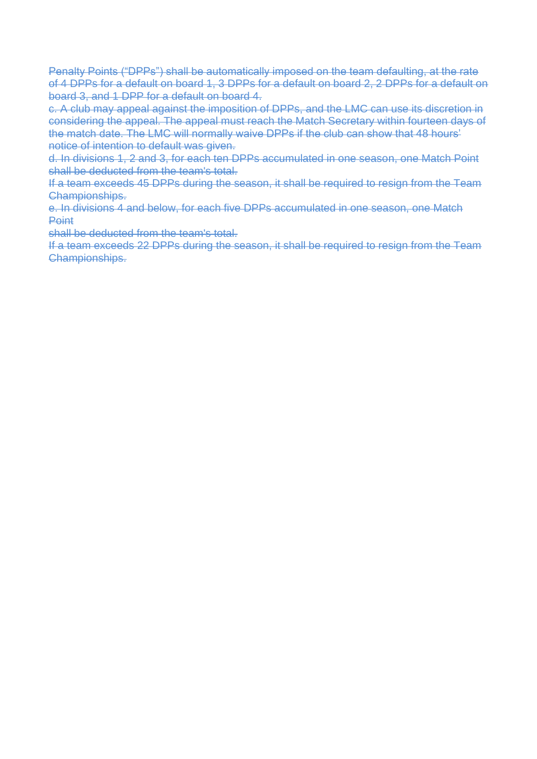~~Penalty Points ("DPPs") shall be automatically imposed on the team defaulting, at the rate of 4 DPPs for a default on board 1, 3 DPPs for a default on board 2, 2 DPPs for a default on board 3, and 1 DPP for a default on board 4.~~

~~c. A club may appeal against the imposition of DPPs, and the LMC can use its discretion in considering the appeal. The appeal must reach the Match Secretary within fourteen days of the match date. The LMC will normally waive DPPs if the club can show that 48 hours' notice of intention to default was given.~~

~~d. In divisions 1, 2 and 3, for each ten DPPs accumulated in one season, one Match Point shall be deducted from the team's total.~~

~~If a team exceeds 45 DPPs during the season, it shall be required to resign from the Team Championships.~~

~~e. In divisions 4 and below, for each five DPPs accumulated in one season, one Match Point~~

~~shall be deducted from the team's total.~~

~~If a team exceeds 22 DPPs during the season, it shall be required to resign from the Team Championships.~~